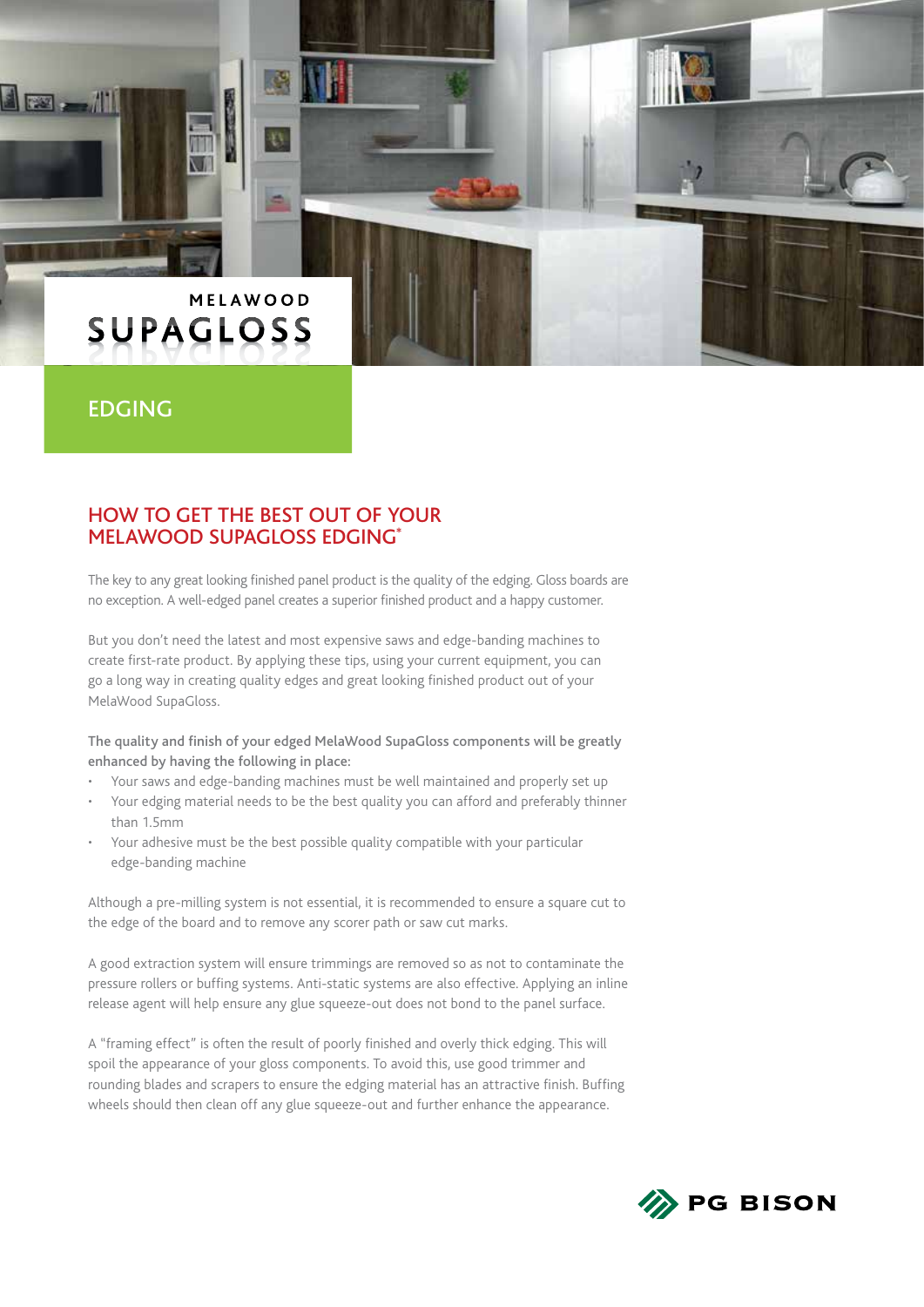MELAWOOD

# SUPAGLOSS

## EDGING

## HOW TO GET THE BEST OUT OF YOUR MELAWOOD SUPAGLOSS EDGING*

The key to any great looking finished panel product is the quality of the edging. Gloss boards are no exception. A well-edged panel creates a superior finished product and a happy customer.

But you don't need the latest and most expensive saws and edge-banding machines to create first-rate product. By applying these tips, using your current equipment, you can go a long way in creating quality edges and great looking finished product out of your MelaWood SupaGloss.

**The quality and finish of your edged MelaWood SupaGloss components will be greatly enhanced by having the following in place:**

- Your saws and edge-banding machines must be well maintained and properly set up
- Your edging material needs to be the best quality you can afford and preferably thinner than 1.5mm
- Your adhesive must be the best possible quality compatible with your particular edge-banding machine

Although a pre-milling system is not essential, it is recommended to ensure a square cut to the edge of the board and to remove any scorer path or saw cut marks.

A good extraction system will ensure trimmings are removed so as not to contaminate the pressure rollers or buffing systems. Anti-static systems are also effective. Applying an inline release agent will help ensure any glue squeeze-out does not bond to the panel surface.

A "framing effect" is often the result of poorly finished and overly thick edging. This will spoil the appearance of your gloss components. To avoid this, use good trimmer and rounding blades and scrapers to ensure the edging material has an attractive finish. Buffing wheels should then clean off any glue squeeze-out and further enhance the appearance.

PG BISON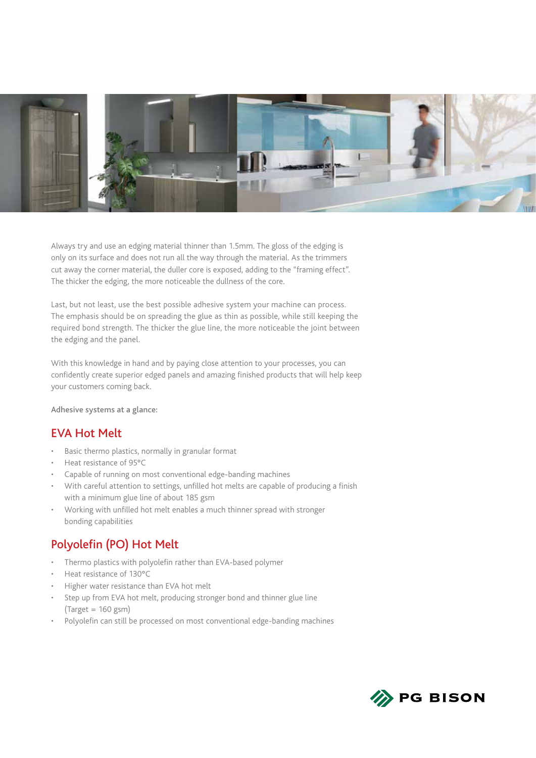Always try and use an edging material thinner than 1.5mm. The gloss of the edging is only on its surface and does not run all the way through the material. As the trimmers cut away the corner material, the duller core is exposed, adding to the "framing effect". The thicker the edging, the more noticeable the dullness of the core.

Last, but not least, use the best possible adhesive system your machine can process. The emphasis should be on spreading the glue as thin as possible, while still keeping the required bond strength. The thicker the glue line, the more noticeable the joint between the edging and the panel.

With this knowledge in hand and by paying close attention to your processes, you can confidently create superior edged panels and amazing finished products that will help keep your customers coming back.

**Adhesive systems at a glance:**

## EVA Hot Melt

- Basic thermo plastics, normally in granular format
- Heat resistance of 95°C
- Capable of running on most conventional edge-banding machines
- With careful attention to settings, unfilled hot melts are capable of producing a finish with a minimum glue line of about 185 gsm
- Working with unfilled hot melt enables a much thinner spread with stronger bonding capabilities

## Polyolefin (PO) Hot Melt

- Thermo plastics with polyolefin rather than EVA-based polymer
- Heat resistance of 130°C
- Higher water resistance than EVA hot melt
- Step up from EVA hot melt, producing stronger bond and thinner glue line (Target = 160 gsm)
- Polyolefin can still be processed on most conventional edge-banding machines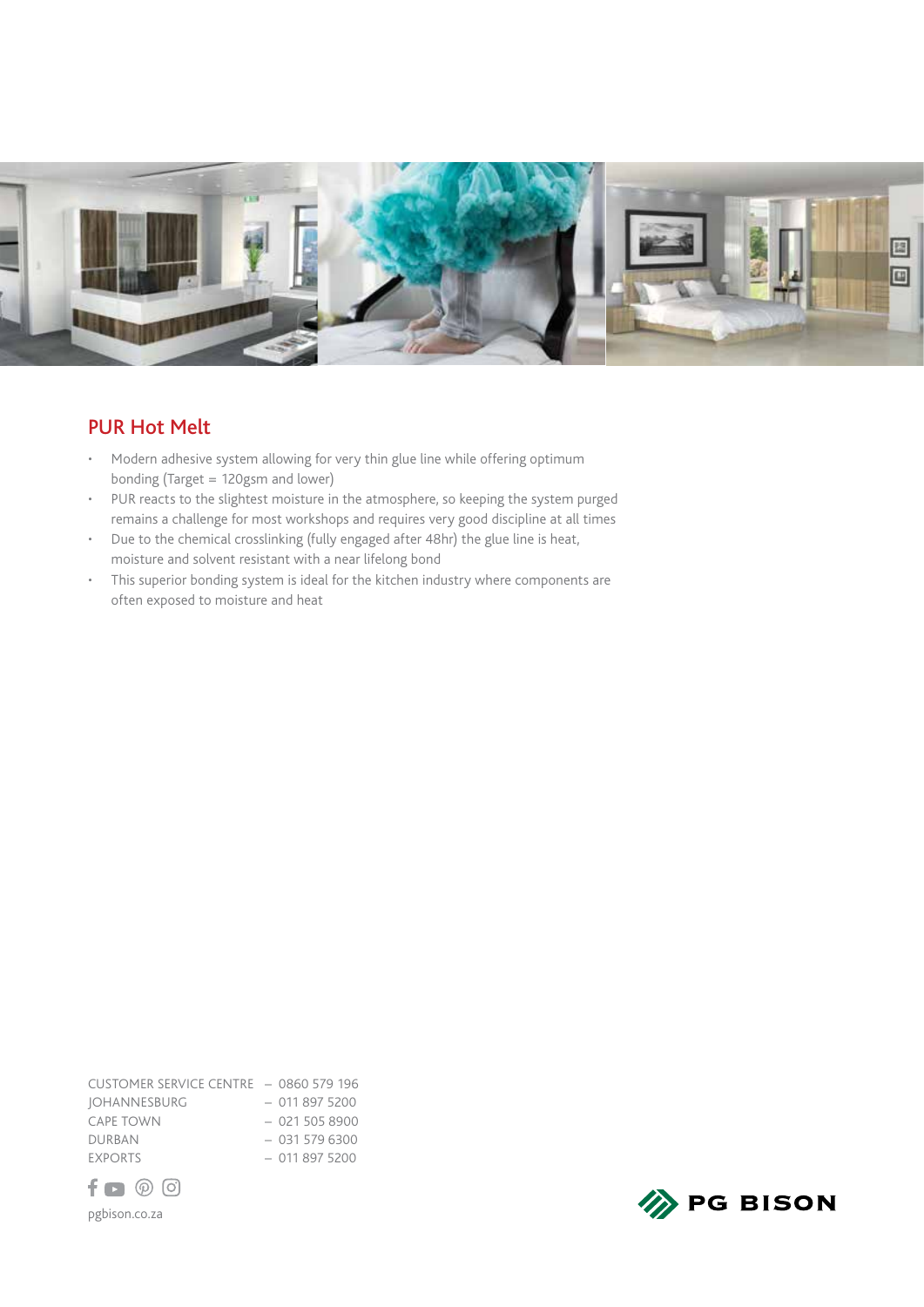## PUR Hot Melt

- Modern adhesive system allowing for very thin glue line while offering optimum bonding (Target = 120gsm and lower)
- PUR reacts to the slightest moisture in the atmosphere, so keeping the system purged remains a challenge for most workshops and requires very good discipline at all times
- Due to the chemical crosslinking (fully engaged after 48hr) the glue line is heat, moisture and solvent resistant with a near lifelong bond
- This superior bonding system is ideal for the kitchen industry where components are often exposed to moisture and heat

CUSTOMER SERVICE CENTRE – 0860 579 196
JOHANNESBURG – 011 897 5200
CAPE TOWN – 021 505 8900
DURBAN – 031 579 6300
EXPORTS – 011 897 5200

pgbison.co.za

PG BISON